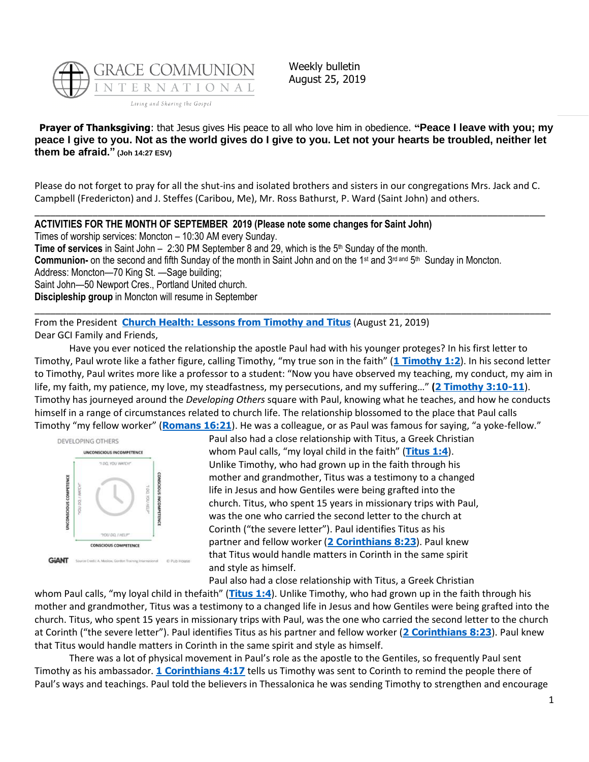GRACE COMMUNION INTERNATIONAL

Living and Sharing the Gospel

Weekly bulletin
August 25, 2019

**Prayer of Thanksgiving**: that Jesus gives His peace to all who love him in obedience. **"Peace I leave with you; my peace I give to you. Not as the world gives do I give to you. Let not your hearts be troubled, neither let them be afraid." (Joh 14:27 ESV)**

Please do not forget to pray for all the shut-ins and isolated brothers and sisters in our congregations Mrs. Jack and C. Campbell (Fredericton) and J. Steffes (Caribou, Me), Mr. Ross Bathurst, P. Ward (Saint John) and others.

---

**ACTIVITIES FOR THE MONTH OF SEPTEMBER 2019 (Please note some changes for Saint John)**

Times of worship services: Moncton – 10:30 AM every Sunday.

**Time of services** in Saint John – 2:30 PM September 8 and 29, which is the 5th Sunday of the month.

**Communion-** on the second and fifth Sunday of the month in Saint John and on the 1st and 3rd and 5th Sunday in Moncton.

Address: Moncton—70 King St. —Sage building;

Saint John—50 Newport Cres., Portland United church.

**Discipleship group** in Moncton will resume in September

---

From the President **Church Health: Lessons from Timothy and Titus** (August 21, 2019)

Dear GCI Family and Friends,

Have you ever noticed the relationship the apostle Paul had with his younger proteges? In his first letter to Timothy, Paul wrote like a father figure, calling Timothy, "my true son in the faith" (**1 Timothy 1:2**). In his second letter to Timothy, Paul writes more like a professor to a student: "Now you have observed my teaching, my conduct, my aim in life, my faith, my patience, my love, my steadfastness, my persecutions, and my suffering…" (**2 Timothy 3:10-11**). Timothy has journeyed around the *Developing Others* square with Paul, knowing what he teaches, and how he conducts himself in a range of circumstances related to church life. The relationship blossomed to the place that Paul calls Timothy "my fellow worker" (**Romans 16:21**). He was a colleague, or as Paul was famous for saying, "a yoke-fellow."

DEVELOPING OTHERS
UNCONSCIOUS INCOMPETENCE
"I DO, YOU WATCH"
CONSCIOUS INCOMPETENCE
"I DO, YOU HELP"
CONSCIOUS COMPETENCE
"YOU DO, I HELP"
UNCONSCIOUS COMPETENCE
"YOU DO, I WATCH"
GiANT Source Credit: A. Maslow, Gordon Training International © Pub House

Paul also had a close relationship with Titus, a Greek Christian whom Paul calls, "my loyal child in the faith" (**Titus 1:4**). Unlike Timothy, who had grown up in the faith through his mother and grandmother, Titus was a testimony to a changed life in Jesus and how Gentiles were being grafted into the church. Titus, who spent 15 years in missionary trips with Paul, was the one who carried the letter to the church at Corinth ("the severe letter"). Paul identifies Titus as his partner and fellow worker (**2 Corinthians 8:23**). Paul knew that Titus would handle matters in Corinth in the same spirit and style as himself.

Paul also had a close relationship with Titus, a Greek Christian whom Paul calls, "my loyal child in thefaith" (**Titus 1:4**). Unlike Timothy, who had grown up in the faith through his mother and grandmother, Titus was a testimony to a changed life in Jesus and how Gentiles were being grafted into the church. Titus, who spent 15 years in missionary trips with Paul, was the one who carried the second letter to the church at Corinth ("the severe letter"). Paul identifies Titus as his partner and fellow worker (**2 Corinthians 8:23**). Paul knew that Titus would handle matters in Corinth in the same spirit and style as himself.

There was a lot of physical movement in Paul's role as the apostle to the Gentiles, so frequently Paul sent Timothy as his ambassador. **1 Corinthians 4:17** tells us Timothy was sent to Corinth to remind the people there of Paul's ways and teachings. Paul told the believers in Thessalonica he was sending Timothy to strengthen and encourage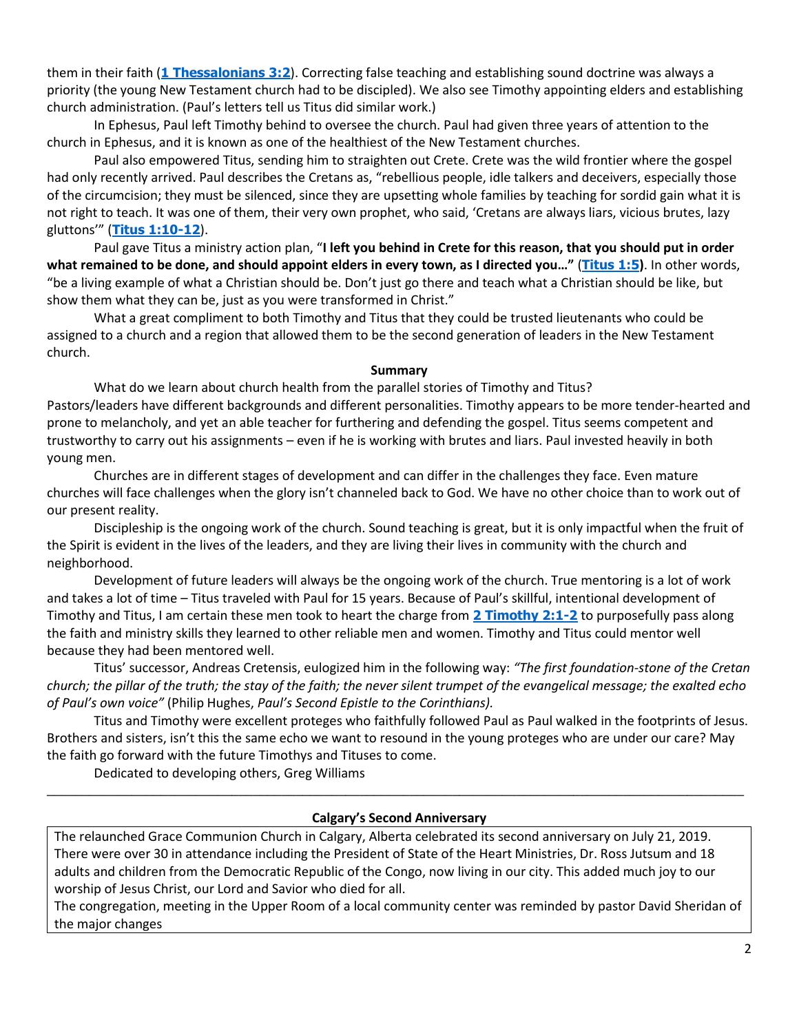them in their faith (**1 Thessalonians 3:2**). Correcting false teaching and establishing sound doctrine was always a priority (the young New Testament church had to be discipled). We also see Timothy appointing elders and establishing church administration. (Paul's letters tell us Titus did similar work.)

In Ephesus, Paul left Timothy behind to oversee the church. Paul had given three years of attention to the church in Ephesus, and it is known as one of the healthiest of the New Testament churches.

Paul also empowered Titus, sending him to straighten out Crete. Crete was the wild frontier where the gospel had only recently arrived. Paul describes the Cretans as, "rebellious people, idle talkers and deceivers, especially those of the circumcision; they must be silenced, since they are upsetting whole families by teaching for sordid gain what it is not right to teach. It was one of them, their very own prophet, who said, 'Cretans are always liars, vicious brutes, lazy gluttons'" (**Titus 1:10-12**).

Paul gave Titus a ministry action plan, "**I left you behind in Crete for this reason, that you should put in order what remained to be done, and should appoint elders in every town, as I directed you…" (Titus 1:5)**. In other words, "be a living example of what a Christian should be. Don't just go there and teach what a Christian should be like, but show them what they can be, just as you were transformed in Christ."

What a great compliment to both Timothy and Titus that they could be trusted lieutenants who could be assigned to a church and a region that allowed them to be the second generation of leaders in the New Testament church.

**Summary**

What do we learn about church health from the parallel stories of Timothy and Titus?
Pastors/leaders have different backgrounds and different personalities. Timothy appears to be more tender-hearted and prone to melancholy, and yet an able teacher for furthering and defending the gospel. Titus seems competent and trustworthy to carry out his assignments – even if he is working with brutes and liars. Paul invested heavily in both young men.

Churches are in different stages of development and can differ in the challenges they face. Even mature churches will face challenges when the glory isn't channeled back to God. We have no other choice than to work out of our present reality.

Discipleship is the ongoing work of the church. Sound teaching is great, but it is only impactful when the fruit of the Spirit is evident in the lives of the leaders, and they are living their lives in community with the church and neighborhood.

Development of future leaders will always be the ongoing work of the church. True mentoring is a lot of work and takes a lot of time – Titus traveled with Paul for 15 years. Because of Paul's skillful, intentional development of Timothy and Titus, I am certain these men took to heart the charge from **2 Timothy 2:1-2** to purposefully pass along the faith and ministry skills they learned to other reliable men and women. Timothy and Titus could mentor well because they had been mentored well.

Titus' successor, Andreas Cretensis, eulogized him in the following way: *"The first foundation-stone of the Cretan church; the pillar of the truth; the stay of the faith; the never silent trumpet of the evangelical message; the exalted echo of Paul's own voice"* (Philip Hughes, *Paul's Second Epistle to the Corinthians).*

Titus and Timothy were excellent proteges who faithfully followed Paul as Paul walked in the footprints of Jesus. Brothers and sisters, isn't this the same echo we want to resound in the young proteges who are under our care? May the faith go forward with the future Timothys and Tituses to come.

Dedicated to developing others, Greg Williams

---

**Calgary's Second Anniversary**

The relaunched Grace Communion Church in Calgary, Alberta celebrated its second anniversary on July 21, 2019. There were over 30 in attendance including the President of State of the Heart Ministries, Dr. Ross Jutsum and 18 adults and children from the Democratic Republic of the Congo, now living in our city. This added much joy to our worship of Jesus Christ, our Lord and Savior who died for all.
The congregation, meeting in the Upper Room of a local community center was reminded by pastor David Sheridan of the major changes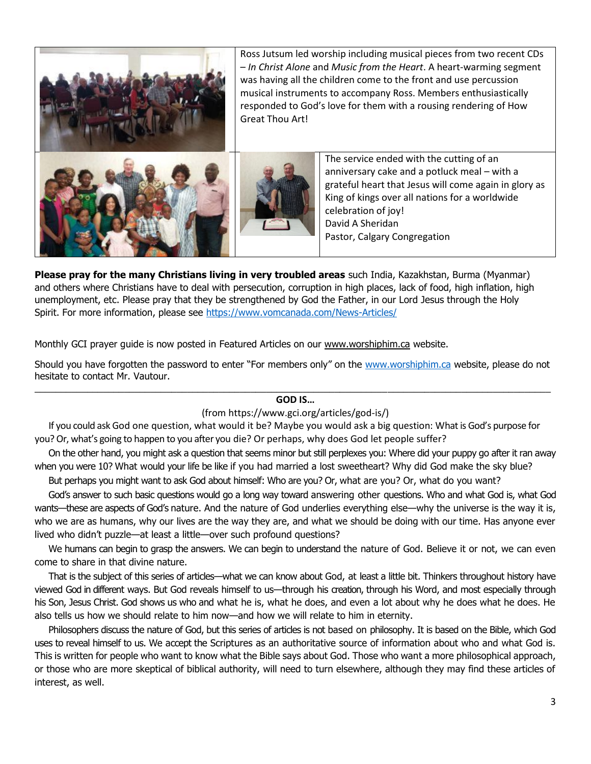Ross Jutsum led worship including musical pieces from two recent CDs – *In Christ Alone* and *Music from the Heart*. A heart-warming segment was having all the children come to the front and use percussion musical instruments to accompany Ross. Members enthusiastically responded to God's love for them with a rousing rendering of How Great Thou Art!

The service ended with the cutting of an anniversary cake and a potluck meal – with a grateful heart that Jesus will come again in glory as King of kings over all nations for a worldwide celebration of joy!
David A Sheridan
Pastor, Calgary Congregation

**Please pray for the many Christians living in very troubled areas** such India, Kazakhstan, Burma (Myanmar) and others where Christians have to deal with persecution, corruption in high places, lack of food, high inflation, high unemployment, etc. Please pray that they be strengthened by God the Father, in our Lord Jesus through the Holy Spirit. For more information, please see https://www.vomcanada.com/News-Articles/

Monthly GCI prayer guide is now posted in Featured Articles on our www.worshiphim.ca website.

Should you have forgotten the password to enter "For members only" on the www.worshiphim.ca website, please do not hesitate to contact Mr. Vautour.

---

## GOD IS…

(from https://www.gci.org/articles/god-is/)

If you could ask God one question, what would it be? Maybe you would ask a big question: What is God's purpose for you? Or, what's going to happen to you after you die? Or perhaps, why does God let people suffer?

On the other hand, you might ask a question that seems minor but still perplexes you: Where did your puppy go after it ran away when you were 10? What would your life be like if you had married a lost sweetheart? Why did God make the sky blue?

But perhaps you might want to ask God about himself: Who are you? Or, what are you? Or, what do you want?

God's answer to such basic questions would go a long way toward answering other questions. Who and what God is, what God wants—these are aspects of God's nature. And the nature of God underlies everything else—why the universe is the way it is, who we are as humans, why our lives are the way they are, and what we should be doing with our time. Has anyone ever lived who didn't puzzle—at least a little—over such profound questions?

We humans can begin to grasp the answers. We can begin to understand the nature of God. Believe it or not, we can even come to share in that divine nature.

That is the subject of this series of articles—what we can know about God, at least a little bit. Thinkers throughout history have viewed God in different ways. But God reveals himself to us—through his creation, through his Word, and most especially through his Son, Jesus Christ. God shows us who and what he is, what he does, and even a lot about why he does what he does. He also tells us how we should relate to him now—and how we will relate to him in eternity.

Philosophers discuss the nature of God, but this series of articles is not based on philosophy. It is based on the Bible, which God uses to reveal himself to us. We accept the Scriptures as an authoritative source of information about who and what God is. This is written for people who want to know what the Bible says about God. Those who want a more philosophical approach, or those who are more skeptical of biblical authority, will need to turn elsewhere, although they may find these articles of interest, as well.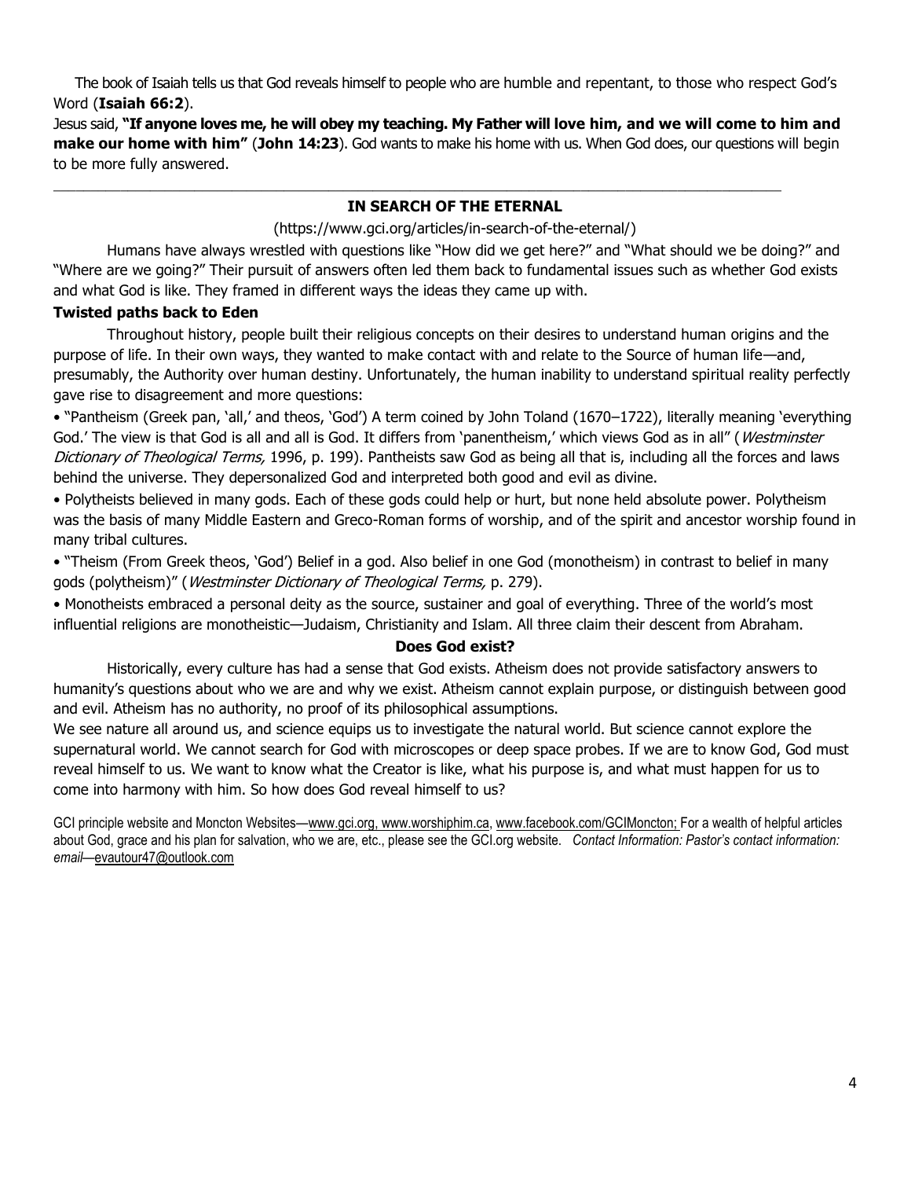The book of Isaiah tells us that God reveals himself to people who are humble and repentant, to those who respect God's Word (**Isaiah 66:2**).

Jesus said, **"If anyone loves me, he will obey my teaching. My Father will love him, and we will come to him and make our home with him"** (**John 14:23**). God wants to make his home with us. When God does, our questions will begin to be more fully answered.

---

## IN SEARCH OF THE ETERNAL

(https://www.gci.org/articles/in-search-of-the-eternal/)

Humans have always wrestled with questions like "How did we get here?" and "What should we be doing?" and "Where are we going?" Their pursuit of answers often led them back to fundamental issues such as whether God exists and what God is like. They framed in different ways the ideas they came up with.

**Twisted paths back to Eden**

Throughout history, people built their religious concepts on their desires to understand human origins and the purpose of life. In their own ways, they wanted to make contact with and relate to the Source of human life—and, presumably, the Authority over human destiny. Unfortunately, the human inability to understand spiritual reality perfectly gave rise to disagreement and more questions:

- "Pantheism (Greek pan, 'all,' and theos, 'God') A term coined by John Toland (1670–1722), literally meaning 'everything God.' The view is that God is all and all is God. It differs from 'panentheism,' which views God as in all" (*Westminster Dictionary of Theological Terms,* 1996, p. 199). Pantheists saw God as being all that is, including all the forces and laws behind the universe. They depersonalized God and interpreted both good and evil as divine.
- Polytheists believed in many gods. Each of these gods could help or hurt, but none held absolute power. Polytheism was the basis of many Middle Eastern and Greco-Roman forms of worship, and of the spirit and ancestor worship found in many tribal cultures.
- "Theism (From Greek theos, 'God') Belief in a god. Also belief in one God (monotheism) in contrast to belief in many gods (polytheism)" (*Westminster Dictionary of Theological Terms,* p. 279).
- Monotheists embraced a personal deity as the source, sustainer and goal of everything. Three of the world's most influential religions are monotheistic—Judaism, Christianity and Islam. All three claim their descent from Abraham.

**Does God exist?**

Historically, every culture has had a sense that God exists. Atheism does not provide satisfactory answers to humanity's questions about who we are and why we exist. Atheism cannot explain purpose, or distinguish between good and evil. Atheism has no authority, no proof of its philosophical assumptions.

We see nature all around us, and science equips us to investigate the natural world. But science cannot explore the supernatural world. We cannot search for God with microscopes or deep space probes. If we are to know God, God must reveal himself to us. We want to know what the Creator is like, what his purpose is, and what must happen for us to come into harmony with him. So how does God reveal himself to us?

GCI principle website and Moncton Websites—www.gci.org, www.worshiphim.ca, www.facebook.com/GCIMoncton; For a wealth of helpful articles about God, grace and his plan for salvation, who we are, etc., please see the GCI.org website. *Contact Information: Pastor's contact information: email*—evautour47@outlook.com